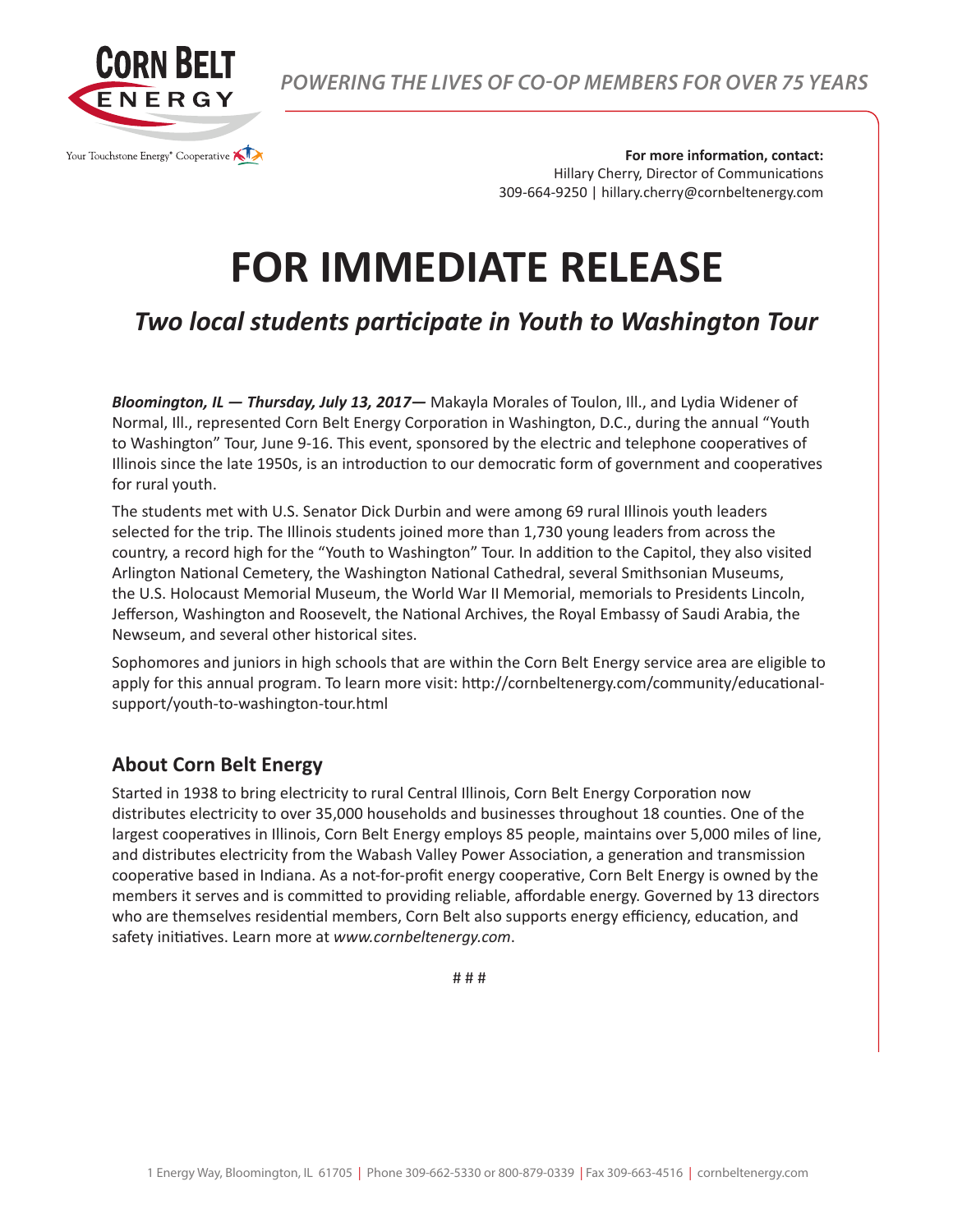CORN BELT ENERGY

Your Touchstone Energy® Cooperative

*POWERING THE LIVES OF CO-OP MEMBERS FOR OVER 75 YEARS*

**For more information, contact:**
Hillary Cherry, Director of Communications
309-664-9250 | hillary.cherry@cornbeltenergy.com

# FOR IMMEDIATE RELEASE

## *Two local students participate in Youth to Washington Tour*

***Bloomington, IL — Thursday, July 13, 2017—*** Makayla Morales of Toulon, Ill., and Lydia Widener of Normal, Ill., represented Corn Belt Energy Corporation in Washington, D.C., during the annual "Youth to Washington" Tour, June 9-16. This event, sponsored by the electric and telephone cooperatives of Illinois since the late 1950s, is an introduction to our democratic form of government and cooperatives for rural youth.

The students met with U.S. Senator Dick Durbin and were among 69 rural Illinois youth leaders selected for the trip. The Illinois students joined more than 1,730 young leaders from across the country, a record high for the "Youth to Washington" Tour. In addition to the Capitol, they also visited Arlington National Cemetery, the Washington National Cathedral, several Smithsonian Museums, the U.S. Holocaust Memorial Museum, the World War II Memorial, memorials to Presidents Lincoln, Jefferson, Washington and Roosevelt, the National Archives, the Royal Embassy of Saudi Arabia, the Newseum, and several other historical sites.

Sophomores and juniors in high schools that are within the Corn Belt Energy service area are eligible to apply for this annual program. To learn more visit: http://cornbeltenergy.com/community/educational-support/youth-to-washington-tour.html

### About Corn Belt Energy

Started in 1938 to bring electricity to rural Central Illinois, Corn Belt Energy Corporation now distributes electricity to over 35,000 households and businesses throughout 18 counties. One of the largest cooperatives in Illinois, Corn Belt Energy employs 85 people, maintains over 5,000 miles of line, and distributes electricity from the Wabash Valley Power Association, a generation and transmission cooperative based in Indiana. As a not-for-profit energy cooperative, Corn Belt Energy is owned by the members it serves and is committed to providing reliable, affordable energy. Governed by 13 directors who are themselves residential members, Corn Belt also supports energy efficiency, education, and safety initiatives. Learn more at *www.cornbeltenergy.com*.

# # #

1 Energy Way, Bloomington, IL 61705 | Phone 309-662-5330 or 800-879-0339 | Fax 309-663-4516 | cornbeltenergy.com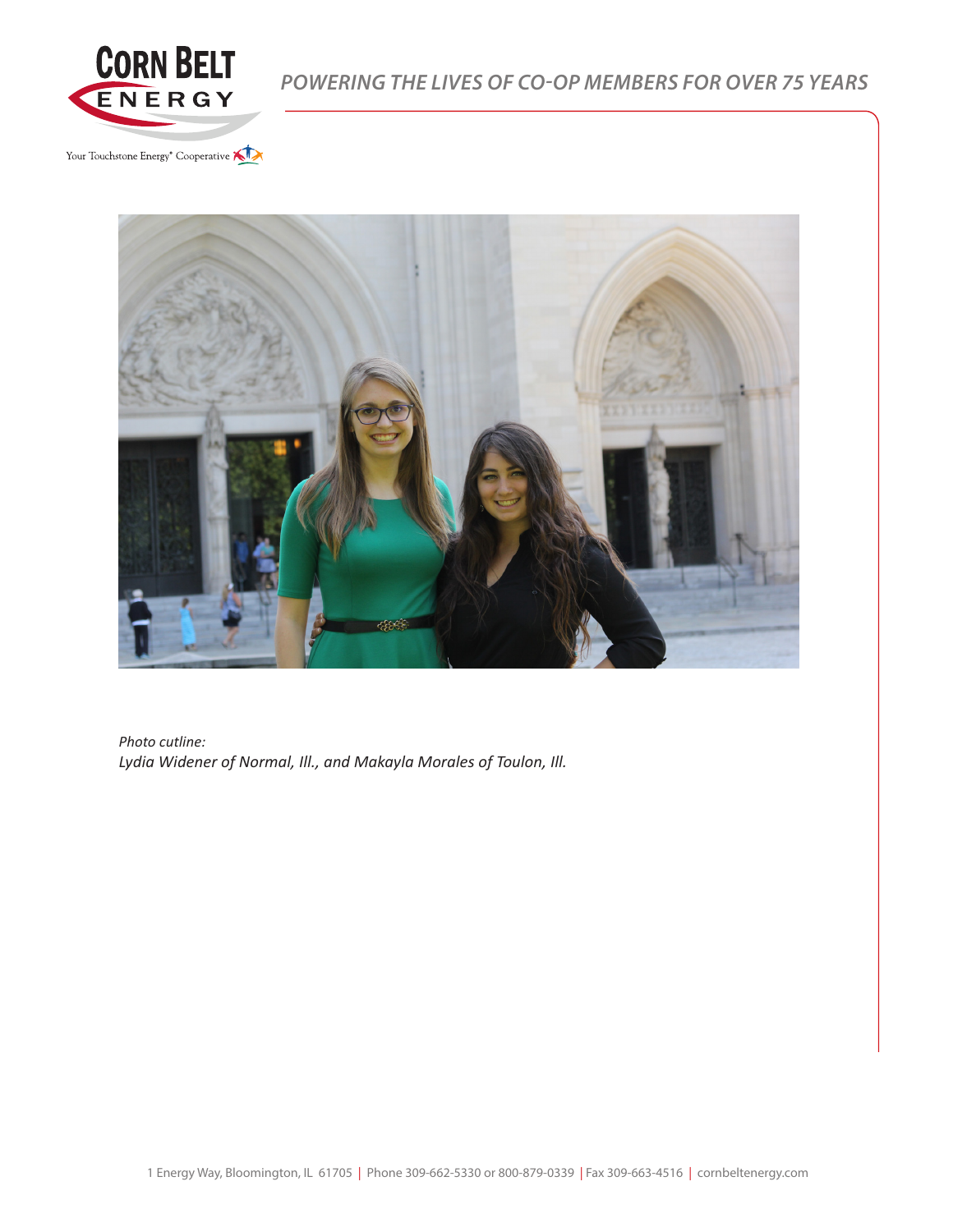*Photo cutline:*
*Lydia Widener of Normal, Ill., and Makayla Morales of Toulon, Ill.*